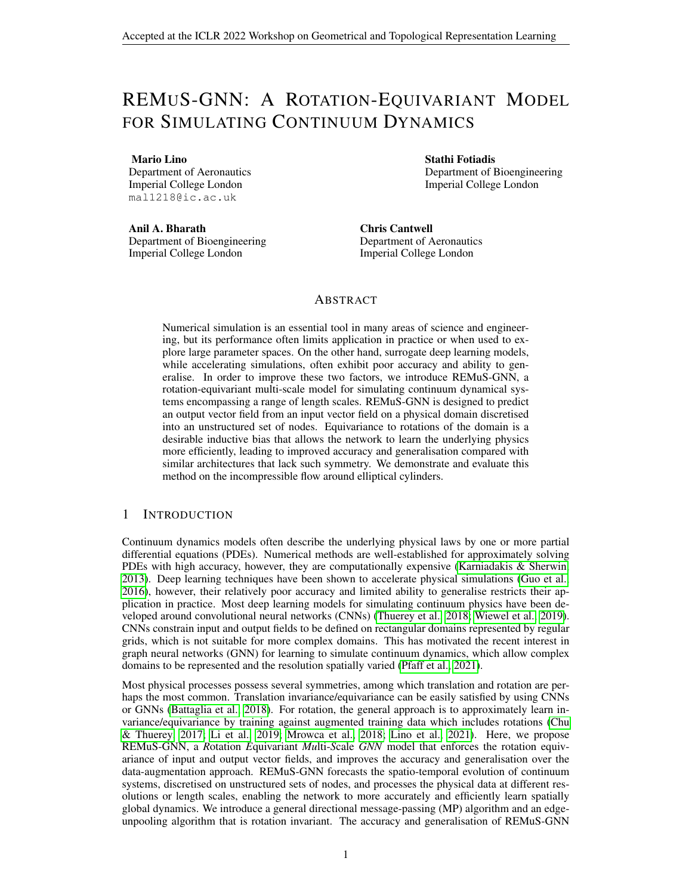# REMuS-GNN: A Rotation-Equivariant Model for Simulating Continuum Dynamics

**Mario Lino**
Department of Aeronautics
Imperial College London
mal1218@ic.ac.uk

**Stathi Fotiadis**
Department of Bioengineering
Imperial College London

**Anil A. Bharath**
Department of Bioengineering
Imperial College London

**Chris Cantwell**
Department of Aeronautics
Imperial College London

## Abstract

Numerical simulation is an essential tool in many areas of science and engineering, but its performance often limits application in practice or when used to explore large parameter spaces. On the other hand, surrogate deep learning models, while accelerating simulations, often exhibit poor accuracy and ability to generalise. In order to improve these two factors, we introduce REMuS-GNN, a rotation-equivariant multi-scale model for simulating continuum dynamical systems encompassing a range of length scales. REMuS-GNN is designed to predict an output vector field from an input vector field on a physical domain discretised into an unstructured set of nodes. Equivariance to rotations of the domain is a desirable inductive bias that allows the network to learn the underlying physics more efficiently, leading to improved accuracy and generalisation compared with similar architectures that lack such symmetry. We demonstrate and evaluate this method on the incompressible flow around elliptical cylinders.

## 1 Introduction

Continuum dynamics models often describe the underlying physical laws by one or more partial differential equations (PDEs). Numerical methods are well-established for approximately solving PDEs with high accuracy, however, they are computationally expensive (Karniadakis & Sherwin, 2013). Deep learning techniques have been shown to accelerate physical simulations (Guo et al., 2016), however, their relatively poor accuracy and limited ability to generalise restricts their application in practice. Most deep learning models for simulating continuum physics have been developed around convolutional neural networks (CNNs) (Thuerey et al., 2018; Wiewel et al., 2019). CNNs constrain input and output fields to be defined on rectangular domains represented by regular grids, which is not suitable for more complex domains. This has motivated the recent interest in graph neural networks (GNN) for learning to simulate continuum dynamics, which allow complex domains to be represented and the resolution spatially varied (Pfaff et al., 2021).

Most physical processes possess several symmetries, among which translation and rotation are perhaps the most common. Translation invariance/equivariance can be easily satisfied by using CNNs or GNNs (Battaglia et al., 2018). For rotation, the general approach is to approximately learn invariance/equivariance by training against augmented training data which includes rotations (Chu & Thuerey, 2017; Li et al., 2019; Mrowca et al., 2018; Lino et al., 2021). Here, we propose REMuS-GNN, a *R*otation *E*quivariant *Mu*lti-*S*cale *GNN* model that enforces the rotation equivariance of input and output vector fields, and improves the accuracy and generalisation over the data-augmentation approach. REMuS-GNN forecasts the spatio-temporal evolution of continuum systems, discretised on unstructured sets of nodes, and processes the physical data at different resolutions or length scales, enabling the network to more accurately and efficiently learn spatially global dynamics. We introduce a general directional message-passing (MP) algorithm and an edge-unpooling algorithm that is rotation invariant. The accuracy and generalisation of REMuS-GNN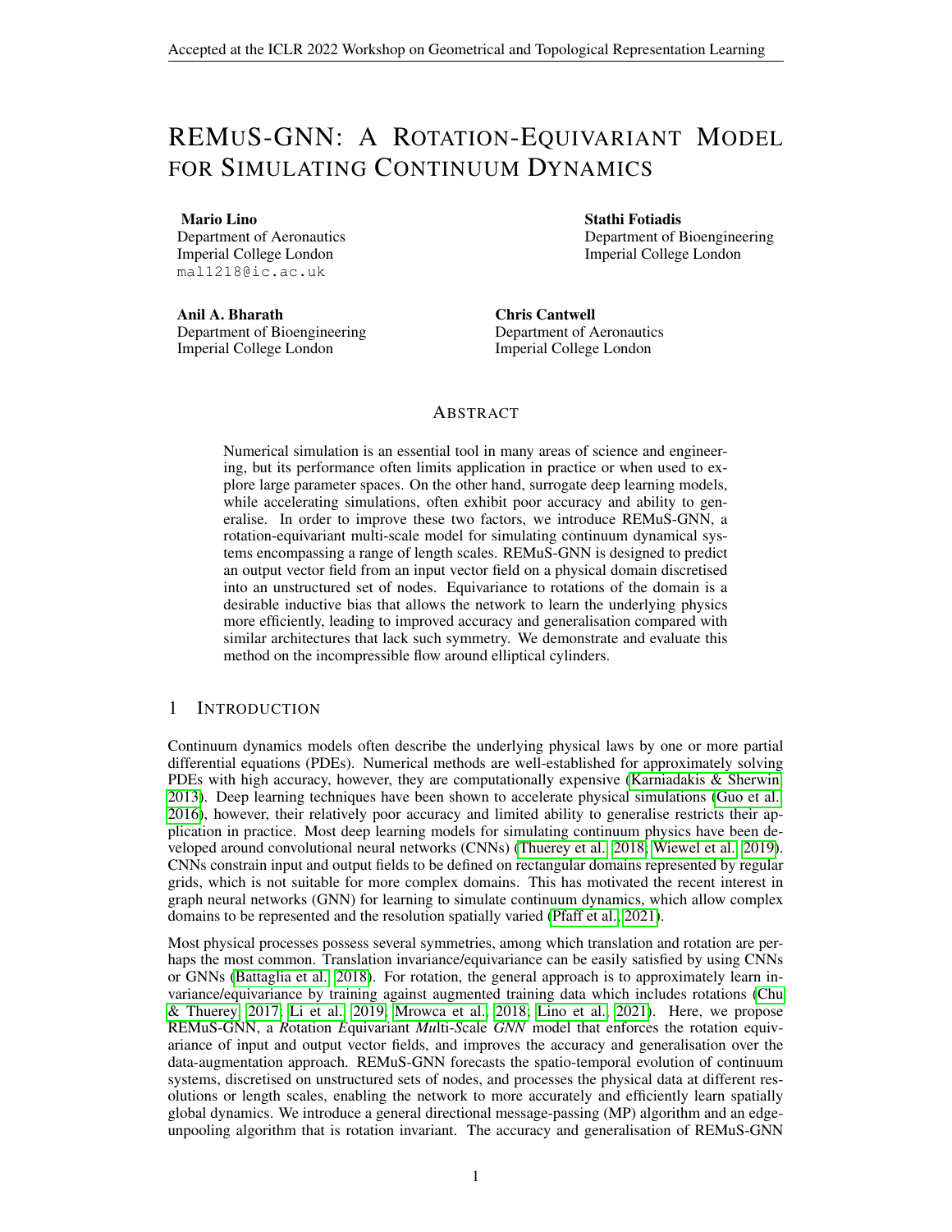# REMuS-GNN: A Rotation-Equivariant Model for Simulating Continuum Dynamics

**Mario Lino**
Department of Aeronautics
Imperial College London
mal1218@ic.ac.uk

**Stathi Fotiadis**
Department of Bioengineering
Imperial College London

**Anil A. Bharath**
Department of Bioengineering
Imperial College London

**Chris Cantwell**
Department of Aeronautics
Imperial College London

## Abstract

Numerical simulation is an essential tool in many areas of science and engineering, but its performance often limits application in practice or when used to explore large parameter spaces. On the other hand, surrogate deep learning models, while accelerating simulations, often exhibit poor accuracy and ability to generalise. In order to improve these two factors, we introduce REMuS-GNN, a rotation-equivariant multi-scale model for simulating continuum dynamical systems encompassing a range of length scales. REMuS-GNN is designed to predict an output vector field from an input vector field on a physical domain discretised into an unstructured set of nodes. Equivariance to rotations of the domain is a desirable inductive bias that allows the network to learn the underlying physics more efficiently, leading to improved accuracy and generalisation compared with similar architectures that lack such symmetry. We demonstrate and evaluate this method on the incompressible flow around elliptical cylinders.

## 1 Introduction

Continuum dynamics models often describe the underlying physical laws by one or more partial differential equations (PDEs). Numerical methods are well-established for approximately solving PDEs with high accuracy, however, they are computationally expensive (Karniadakis & Sherwin, 2013). Deep learning techniques have been shown to accelerate physical simulations (Guo et al., 2016), however, their relatively poor accuracy and limited ability to generalise restricts their application in practice. Most deep learning models for simulating continuum physics have been developed around convolutional neural networks (CNNs) (Thuerey et al., 2018; Wiewel et al., 2019). CNNs constrain input and output fields to be defined on rectangular domains represented by regular grids, which is not suitable for more complex domains. This has motivated the recent interest in graph neural networks (GNN) for learning to simulate continuum dynamics, which allow complex domains to be represented and the resolution spatially varied (Pfaff et al., 2021).

Most physical processes possess several symmetries, among which translation and rotation are perhaps the most common. Translation invariance/equivariance can be easily satisfied by using CNNs or GNNs (Battaglia et al., 2018). For rotation, the general approach is to approximately learn invariance/equivariance by training against augmented training data which includes rotations (Chu & Thuerey, 2017; Li et al., 2019; Mrowca et al., 2018; Lino et al., 2021). Here, we propose REMuS-GNN, a *R*otation *E*quivariant *Mu*lti-*S*cale *GNN* model that enforces the rotation equivariance of input and output vector fields, and improves the accuracy and generalisation over the data-augmentation approach. REMuS-GNN forecasts the spatio-temporal evolution of continuum systems, discretised on unstructured sets of nodes, and processes the physical data at different resolutions or length scales, enabling the network to more accurately and efficiently learn spatially global dynamics. We introduce a general directional message-passing (MP) algorithm and an edge-unpooling algorithm that is rotation invariant. The accuracy and generalisation of REMuS-GNN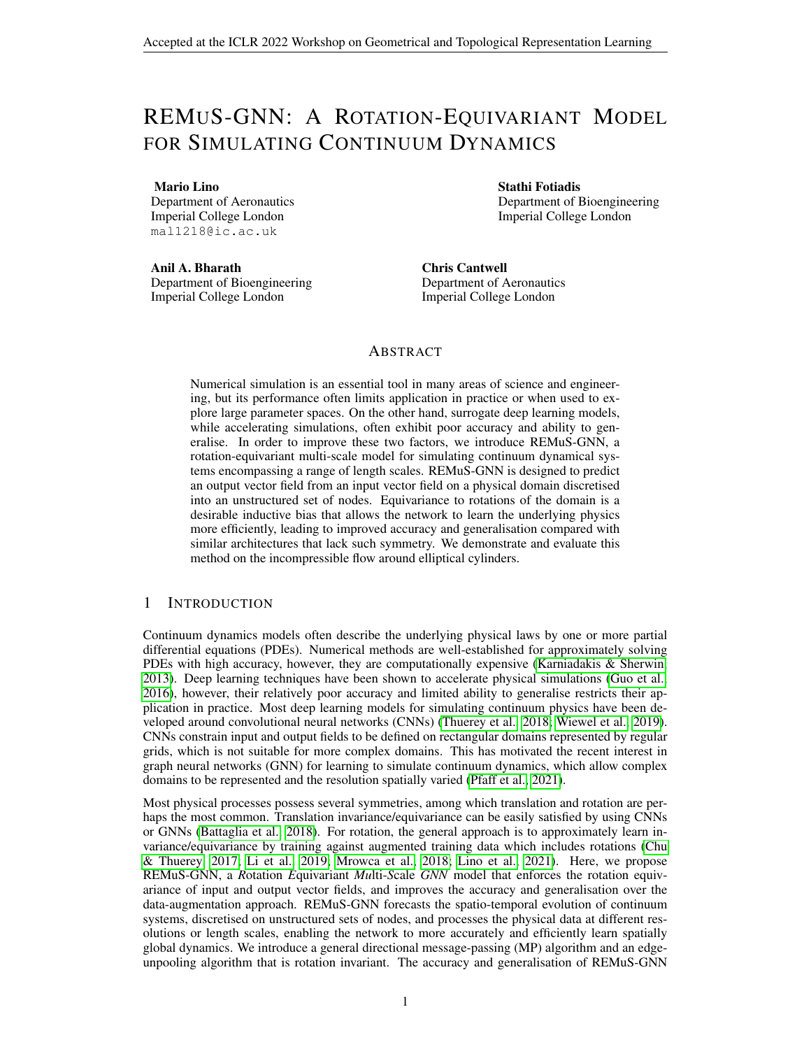# REMuS-GNN: A Rotation-Equivariant Model for Simulating Continuum Dynamics

**Mario Lino**
Department of Aeronautics
Imperial College London
mal1218@ic.ac.uk

**Stathi Fotiadis**
Department of Bioengineering
Imperial College London

**Anil A. Bharath**
Department of Bioengineering
Imperial College London

**Chris Cantwell**
Department of Aeronautics
Imperial College London

## Abstract

Numerical simulation is an essential tool in many areas of science and engineering, but its performance often limits application in practice or when used to explore large parameter spaces. On the other hand, surrogate deep learning models, while accelerating simulations, often exhibit poor accuracy and ability to generalise. In order to improve these two factors, we introduce REMuS-GNN, a rotation-equivariant multi-scale model for simulating continuum dynamical systems encompassing a range of length scales. REMuS-GNN is designed to predict an output vector field from an input vector field on a physical domain discretised into an unstructured set of nodes. Equivariance to rotations of the domain is a desirable inductive bias that allows the network to learn the underlying physics more efficiently, leading to improved accuracy and generalisation compared with similar architectures that lack such symmetry. We demonstrate and evaluate this method on the incompressible flow around elliptical cylinders.

## 1 Introduction

Continuum dynamics models often describe the underlying physical laws by one or more partial differential equations (PDEs). Numerical methods are well-established for approximately solving PDEs with high accuracy, however, they are computationally expensive (Karniadakis & Sherwin, 2013). Deep learning techniques have been shown to accelerate physical simulations (Guo et al., 2016), however, their relatively poor accuracy and limited ability to generalise restricts their application in practice. Most deep learning models for simulating continuum physics have been developed around convolutional neural networks (CNNs) (Thuerey et al., 2018; Wiewel et al., 2019). CNNs constrain input and output fields to be defined on rectangular domains represented by regular grids, which is not suitable for more complex domains. This has motivated the recent interest in graph neural networks (GNN) for learning to simulate continuum dynamics, which allow complex domains to be represented and the resolution spatially varied (Pfaff et al., 2021).

Most physical processes possess several symmetries, among which translation and rotation are perhaps the most common. Translation invariance/equivariance can be easily satisfied by using CNNs or GNNs (Battaglia et al., 2018). For rotation, the general approach is to approximately learn invariance/equivariance by training against augmented training data which includes rotations (Chu & Thuerey, 2017; Li et al., 2019; Mrowca et al., 2018; Lino et al., 2021). Here, we propose REMuS-GNN, a *R*otation *E*quivariant *Mu*lti-*S*cale *GNN* model that enforces the rotation equivariance of input and output vector fields, and improves the accuracy and generalisation over the data-augmentation approach. REMuS-GNN forecasts the spatio-temporal evolution of continuum systems, discretised on unstructured sets of nodes, and processes the physical data at different resolutions or length scales, enabling the network to more accurately and efficiently learn spatially global dynamics. We introduce a general directional message-passing (MP) algorithm and an edge-unpooling algorithm that is rotation invariant. The accuracy and generalisation of REMuS-GNN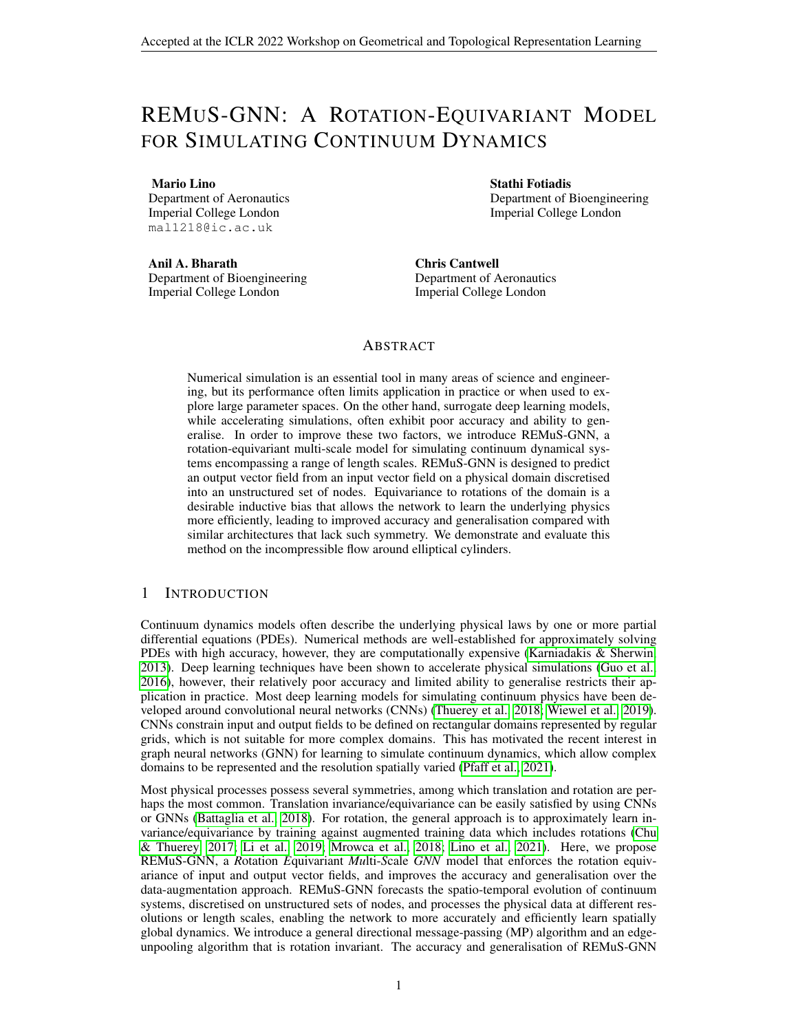# REMuS-GNN: A Rotation-Equivariant Model for Simulating Continuum Dynamics

**Mario Lino**
Department of Aeronautics
Imperial College London
mal1218@ic.ac.uk

**Stathi Fotiadis**
Department of Bioengineering
Imperial College London

**Anil A. Bharath**
Department of Bioengineering
Imperial College London

**Chris Cantwell**
Department of Aeronautics
Imperial College London

## Abstract

Numerical simulation is an essential tool in many areas of science and engineering, but its performance often limits application in practice or when used to explore large parameter spaces. On the other hand, surrogate deep learning models, while accelerating simulations, often exhibit poor accuracy and ability to generalise. In order to improve these two factors, we introduce REMuS-GNN, a rotation-equivariant multi-scale model for simulating continuum dynamical systems encompassing a range of length scales. REMuS-GNN is designed to predict an output vector field from an input vector field on a physical domain discretised into an unstructured set of nodes. Equivariance to rotations of the domain is a desirable inductive bias that allows the network to learn the underlying physics more efficiently, leading to improved accuracy and generalisation compared with similar architectures that lack such symmetry. We demonstrate and evaluate this method on the incompressible flow around elliptical cylinders.

## 1 Introduction

Continuum dynamics models often describe the underlying physical laws by one or more partial differential equations (PDEs). Numerical methods are well-established for approximately solving PDEs with high accuracy, however, they are computationally expensive (Karniadakis & Sherwin, 2013). Deep learning techniques have been shown to accelerate physical simulations (Guo et al., 2016), however, their relatively poor accuracy and limited ability to generalise restricts their application in practice. Most deep learning models for simulating continuum physics have been developed around convolutional neural networks (CNNs) (Thuerey et al., 2018; Wiewel et al., 2019). CNNs constrain input and output fields to be defined on rectangular domains represented by regular grids, which is not suitable for more complex domains. This has motivated the recent interest in graph neural networks (GNN) for learning to simulate continuum dynamics, which allow complex domains to be represented and the resolution spatially varied (Pfaff et al., 2021).

Most physical processes possess several symmetries, among which translation and rotation are perhaps the most common. Translation invariance/equivariance can be easily satisfied by using CNNs or GNNs (Battaglia et al., 2018). For rotation, the general approach is to approximately learn invariance/equivariance by training against augmented training data which includes rotations (Chu & Thuerey, 2017; Li et al., 2019; Mrowca et al., 2018; Lino et al., 2021). Here, we propose REMuS-GNN, a *R*otation *E*quivariant *Mu*lti-*S*cale *GNN* model that enforces the rotation equivariance of input and output vector fields, and improves the accuracy and generalisation over the data-augmentation approach. REMuS-GNN forecasts the spatio-temporal evolution of continuum systems, discretised on unstructured sets of nodes, and processes the physical data at different resolutions or length scales, enabling the network to more accurately and efficiently learn spatially global dynamics. We introduce a general directional message-passing (MP) algorithm and an edge-unpooling algorithm that is rotation invariant. The accuracy and generalisation of REMuS-GNN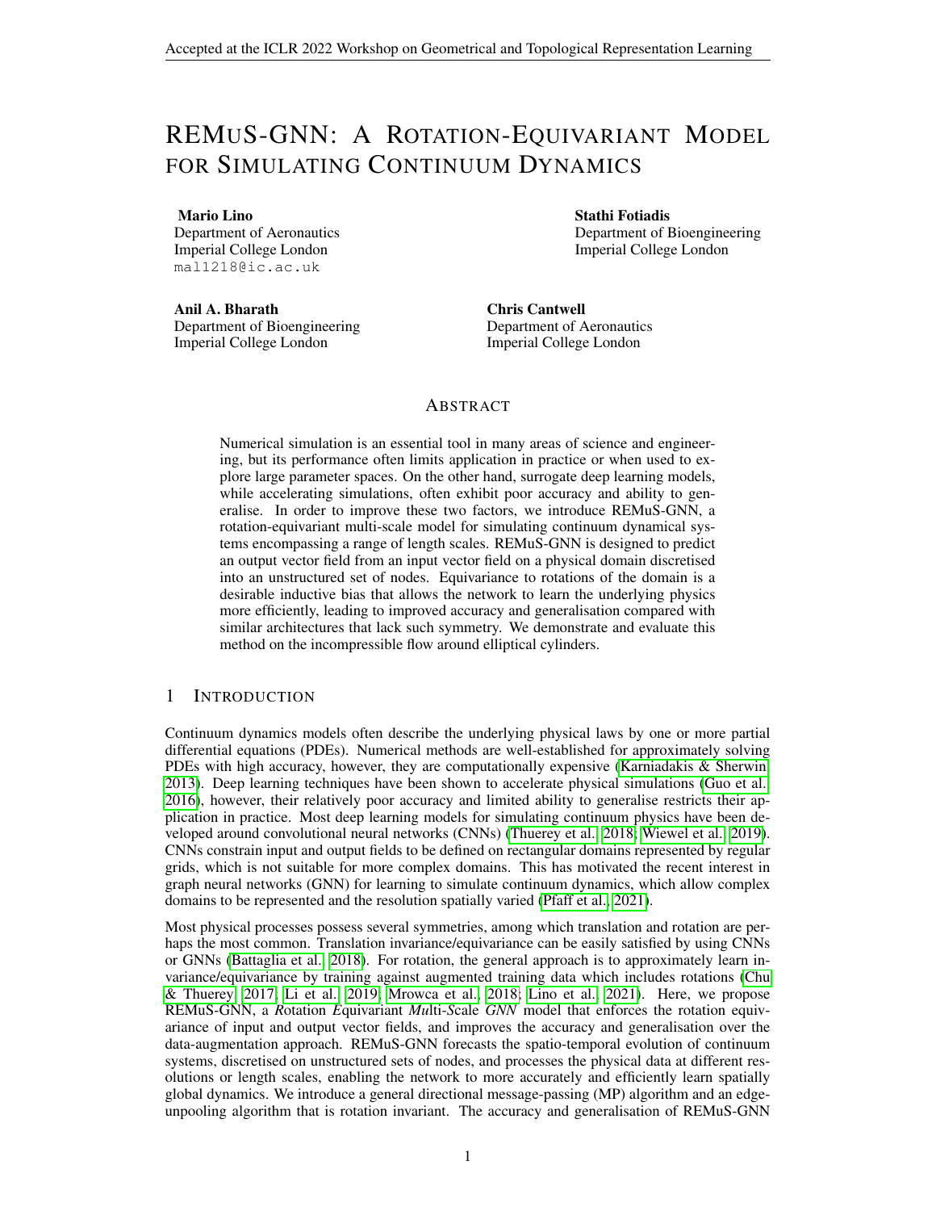# REMuS-GNN: A Rotation-Equivariant Model for Simulating Continuum Dynamics

**Mario Lino**
Department of Aeronautics
Imperial College London
mal1218@ic.ac.uk

**Stathi Fotiadis**
Department of Bioengineering
Imperial College London

**Anil A. Bharath**
Department of Bioengineering
Imperial College London

**Chris Cantwell**
Department of Aeronautics
Imperial College London

## Abstract

Numerical simulation is an essential tool in many areas of science and engineering, but its performance often limits application in practice or when used to explore large parameter spaces. On the other hand, surrogate deep learning models, while accelerating simulations, often exhibit poor accuracy and ability to generalise. In order to improve these two factors, we introduce REMuS-GNN, a rotation-equivariant multi-scale model for simulating continuum dynamical systems encompassing a range of length scales. REMuS-GNN is designed to predict an output vector field from an input vector field on a physical domain discretised into an unstructured set of nodes. Equivariance to rotations of the domain is a desirable inductive bias that allows the network to learn the underlying physics more efficiently, leading to improved accuracy and generalisation compared with similar architectures that lack such symmetry. We demonstrate and evaluate this method on the incompressible flow around elliptical cylinders.

## 1 Introduction

Continuum dynamics models often describe the underlying physical laws by one or more partial differential equations (PDEs). Numerical methods are well-established for approximately solving PDEs with high accuracy, however, they are computationally expensive (Karniadakis & Sherwin, 2013). Deep learning techniques have been shown to accelerate physical simulations (Guo et al., 2016), however, their relatively poor accuracy and limited ability to generalise restricts their application in practice. Most deep learning models for simulating continuum physics have been developed around convolutional neural networks (CNNs) (Thuerey et al., 2018; Wiewel et al., 2019). CNNs constrain input and output fields to be defined on rectangular domains represented by regular grids, which is not suitable for more complex domains. This has motivated the recent interest in graph neural networks (GNN) for learning to simulate continuum dynamics, which allow complex domains to be represented and the resolution spatially varied (Pfaff et al., 2021).

Most physical processes possess several symmetries, among which translation and rotation are perhaps the most common. Translation invariance/equivariance can be easily satisfied by using CNNs or GNNs (Battaglia et al., 2018). For rotation, the general approach is to approximately learn invariance/equivariance by training against augmented training data which includes rotations (Chu & Thuerey, 2017; Li et al., 2019; Mrowca et al., 2018; Lino et al., 2021). Here, we propose REMuS-GNN, a *R*otation *E*quivariant *Mu*lti-*S*cale *GNN* model that enforces the rotation equivariance of input and output vector fields, and improves the accuracy and generalisation over the data-augmentation approach. REMuS-GNN forecasts the spatio-temporal evolution of continuum systems, discretised on unstructured sets of nodes, and processes the physical data at different resolutions or length scales, enabling the network to more accurately and efficiently learn spatially global dynamics. We introduce a general directional message-passing (MP) algorithm and an edge-unpooling algorithm that is rotation invariant. The accuracy and generalisation of REMuS-GNN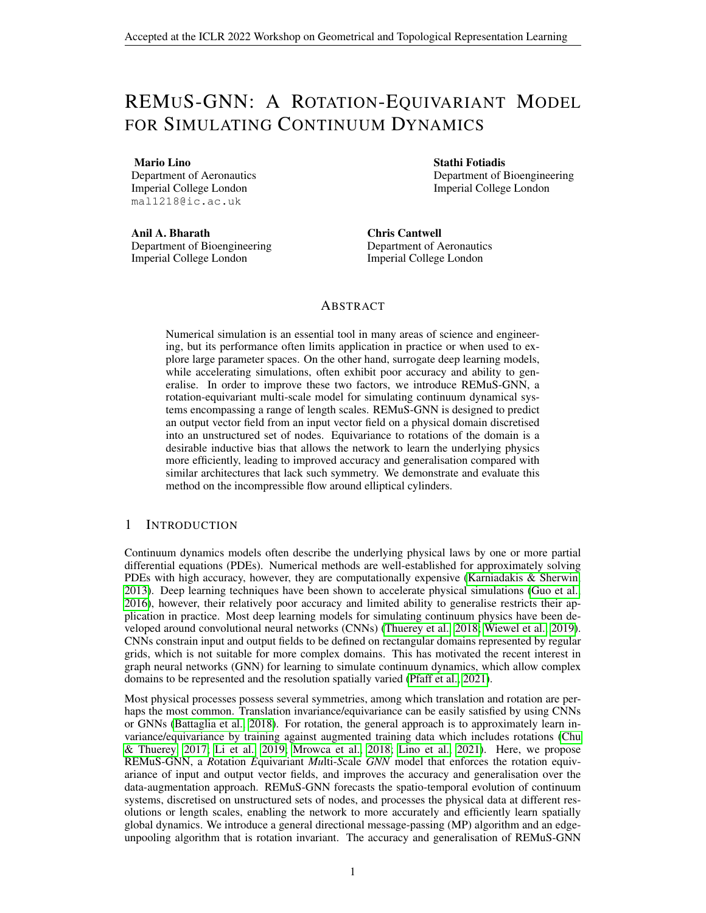# REMuS-GNN: A Rotation-Equivariant Model for Simulating Continuum Dynamics

**Mario Lino**
Department of Aeronautics
Imperial College London
mal1218@ic.ac.uk

**Stathi Fotiadis**
Department of Bioengineering
Imperial College London

**Anil A. Bharath**
Department of Bioengineering
Imperial College London

**Chris Cantwell**
Department of Aeronautics
Imperial College London

## Abstract

Numerical simulation is an essential tool in many areas of science and engineering, but its performance often limits application in practice or when used to explore large parameter spaces. On the other hand, surrogate deep learning models, while accelerating simulations, often exhibit poor accuracy and ability to generalise. In order to improve these two factors, we introduce REMuS-GNN, a rotation-equivariant multi-scale model for simulating continuum dynamical systems encompassing a range of length scales. REMuS-GNN is designed to predict an output vector field from an input vector field on a physical domain discretised into an unstructured set of nodes. Equivariance to rotations of the domain is a desirable inductive bias that allows the network to learn the underlying physics more efficiently, leading to improved accuracy and generalisation compared with similar architectures that lack such symmetry. We demonstrate and evaluate this method on the incompressible flow around elliptical cylinders.

## 1 Introduction

Continuum dynamics models often describe the underlying physical laws by one or more partial differential equations (PDEs). Numerical methods are well-established for approximately solving PDEs with high accuracy, however, they are computationally expensive (Karniadakis & Sherwin, 2013). Deep learning techniques have been shown to accelerate physical simulations (Guo et al., 2016), however, their relatively poor accuracy and limited ability to generalise restricts their application in practice. Most deep learning models for simulating continuum physics have been developed around convolutional neural networks (CNNs) (Thuerey et al., 2018; Wiewel et al., 2019). CNNs constrain input and output fields to be defined on rectangular domains represented by regular grids, which is not suitable for more complex domains. This has motivated the recent interest in graph neural networks (GNN) for learning to simulate continuum dynamics, which allow complex domains to be represented and the resolution spatially varied (Pfaff et al., 2021).

Most physical processes possess several symmetries, among which translation and rotation are perhaps the most common. Translation invariance/equivariance can be easily satisfied by using CNNs or GNNs (Battaglia et al., 2018). For rotation, the general approach is to approximately learn invariance/equivariance by training against augmented training data which includes rotations (Chu & Thuerey, 2017; Li et al., 2019; Mrowca et al., 2018; Lino et al., 2021). Here, we propose REMuS-GNN, a *R*otation *E*quivariant *Mu*lti-*S*cale *GNN* model that enforces the rotation equivariance of input and output vector fields, and improves the accuracy and generalisation over the data-augmentation approach. REMuS-GNN forecasts the spatio-temporal evolution of continuum systems, discretised on unstructured sets of nodes, and processes the physical data at different resolutions or length scales, enabling the network to more accurately and efficiently learn spatially global dynamics. We introduce a general directional message-passing (MP) algorithm and an edge-unpooling algorithm that is rotation invariant. The accuracy and generalisation of REMuS-GNN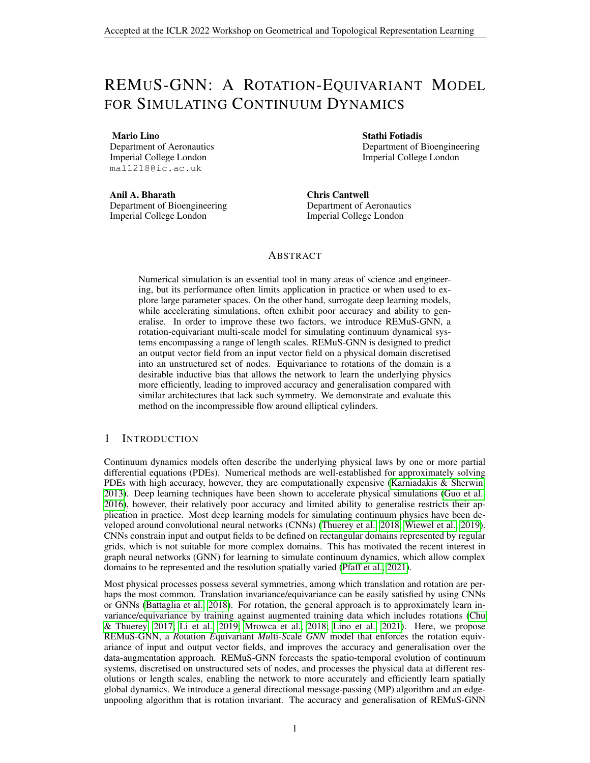# REMuS-GNN: A Rotation-Equivariant Model for Simulating Continuum Dynamics

**Mario Lino**
Department of Aeronautics
Imperial College London
mal1218@ic.ac.uk

**Stathi Fotiadis**
Department of Bioengineering
Imperial College London

**Anil A. Bharath**
Department of Bioengineering
Imperial College London

**Chris Cantwell**
Department of Aeronautics
Imperial College London

## Abstract

Numerical simulation is an essential tool in many areas of science and engineering, but its performance often limits application in practice or when used to explore large parameter spaces. On the other hand, surrogate deep learning models, while accelerating simulations, often exhibit poor accuracy and ability to generalise. In order to improve these two factors, we introduce REMuS-GNN, a rotation-equivariant multi-scale model for simulating continuum dynamical systems encompassing a range of length scales. REMuS-GNN is designed to predict an output vector field from an input vector field on a physical domain discretised into an unstructured set of nodes. Equivariance to rotations of the domain is a desirable inductive bias that allows the network to learn the underlying physics more efficiently, leading to improved accuracy and generalisation compared with similar architectures that lack such symmetry. We demonstrate and evaluate this method on the incompressible flow around elliptical cylinders.

## 1 Introduction

Continuum dynamics models often describe the underlying physical laws by one or more partial differential equations (PDEs). Numerical methods are well-established for approximately solving PDEs with high accuracy, however, they are computationally expensive (Karniadakis & Sherwin, 2013). Deep learning techniques have been shown to accelerate physical simulations (Guo et al., 2016), however, their relatively poor accuracy and limited ability to generalise restricts their application in practice. Most deep learning models for simulating continuum physics have been developed around convolutional neural networks (CNNs) (Thuerey et al., 2018; Wiewel et al., 2019). CNNs constrain input and output fields to be defined on rectangular domains represented by regular grids, which is not suitable for more complex domains. This has motivated the recent interest in graph neural networks (GNN) for learning to simulate continuum dynamics, which allow complex domains to be represented and the resolution spatially varied (Pfaff et al., 2021).

Most physical processes possess several symmetries, among which translation and rotation are perhaps the most common. Translation invariance/equivariance can be easily satisfied by using CNNs or GNNs (Battaglia et al., 2018). For rotation, the general approach is to approximately learn invariance/equivariance by training against augmented training data which includes rotations (Chu & Thuerey, 2017; Li et al., 2019; Mrowca et al., 2018; Lino et al., 2021). Here, we propose REMuS-GNN, a *R*otation *E*quivariant *Mu*lti-*S*cale *GNN* model that enforces the rotation equivariance of input and output vector fields, and improves the accuracy and generalisation over the data-augmentation approach. REMuS-GNN forecasts the spatio-temporal evolution of continuum systems, discretised on unstructured sets of nodes, and processes the physical data at different resolutions or length scales, enabling the network to more accurately and efficiently learn spatially global dynamics. We introduce a general directional message-passing (MP) algorithm and an edge-unpooling algorithm that is rotation invariant. The accuracy and generalisation of REMuS-GNN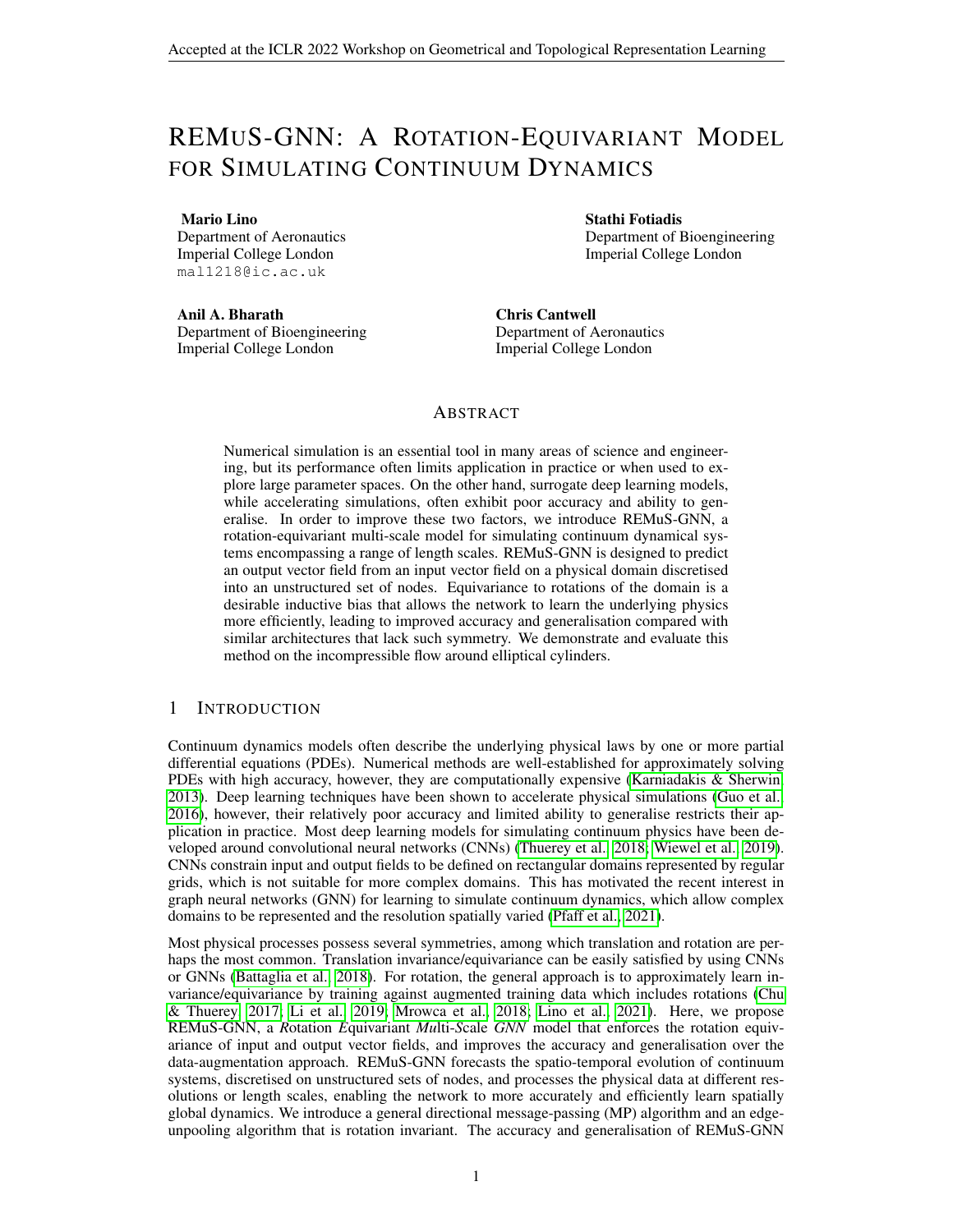# REMuS-GNN: A Rotation-Equivariant Model for Simulating Continuum Dynamics

**Mario Lino**
Department of Aeronautics
Imperial College London
mal1218@ic.ac.uk

**Stathi Fotiadis**
Department of Bioengineering
Imperial College London

**Anil A. Bharath**
Department of Bioengineering
Imperial College London

**Chris Cantwell**
Department of Aeronautics
Imperial College London

## Abstract

Numerical simulation is an essential tool in many areas of science and engineering, but its performance often limits application in practice or when used to explore large parameter spaces. On the other hand, surrogate deep learning models, while accelerating simulations, often exhibit poor accuracy and ability to generalise. In order to improve these two factors, we introduce REMuS-GNN, a rotation-equivariant multi-scale model for simulating continuum dynamical systems encompassing a range of length scales. REMuS-GNN is designed to predict an output vector field from an input vector field on a physical domain discretised into an unstructured set of nodes. Equivariance to rotations of the domain is a desirable inductive bias that allows the network to learn the underlying physics more efficiently, leading to improved accuracy and generalisation compared with similar architectures that lack such symmetry. We demonstrate and evaluate this method on the incompressible flow around elliptical cylinders.

## 1 Introduction

Continuum dynamics models often describe the underlying physical laws by one or more partial differential equations (PDEs). Numerical methods are well-established for approximately solving PDEs with high accuracy, however, they are computationally expensive (Karniadakis & Sherwin, 2013). Deep learning techniques have been shown to accelerate physical simulations (Guo et al., 2016), however, their relatively poor accuracy and limited ability to generalise restricts their application in practice. Most deep learning models for simulating continuum physics have been developed around convolutional neural networks (CNNs) (Thuerey et al., 2018; Wiewel et al., 2019). CNNs constrain input and output fields to be defined on rectangular domains represented by regular grids, which is not suitable for more complex domains. This has motivated the recent interest in graph neural networks (GNN) for learning to simulate continuum dynamics, which allow complex domains to be represented and the resolution spatially varied (Pfaff et al., 2021).

Most physical processes possess several symmetries, among which translation and rotation are perhaps the most common. Translation invariance/equivariance can be easily satisfied by using CNNs or GNNs (Battaglia et al., 2018). For rotation, the general approach is to approximately learn invariance/equivariance by training against augmented training data which includes rotations (Chu & Thuerey, 2017; Li et al., 2019; Mrowca et al., 2018; Lino et al., 2021). Here, we propose REMuS-GNN, a *R*otation *E*quivariant *Mu*lti-*S*cale *GNN* model that enforces the rotation equivariance of input and output vector fields, and improves the accuracy and generalisation over the data-augmentation approach. REMuS-GNN forecasts the spatio-temporal evolution of continuum systems, discretised on unstructured sets of nodes, and processes the physical data at different resolutions or length scales, enabling the network to more accurately and efficiently learn spatially global dynamics. We introduce a general directional message-passing (MP) algorithm and an edge-unpooling algorithm that is rotation invariant. The accuracy and generalisation of REMuS-GNN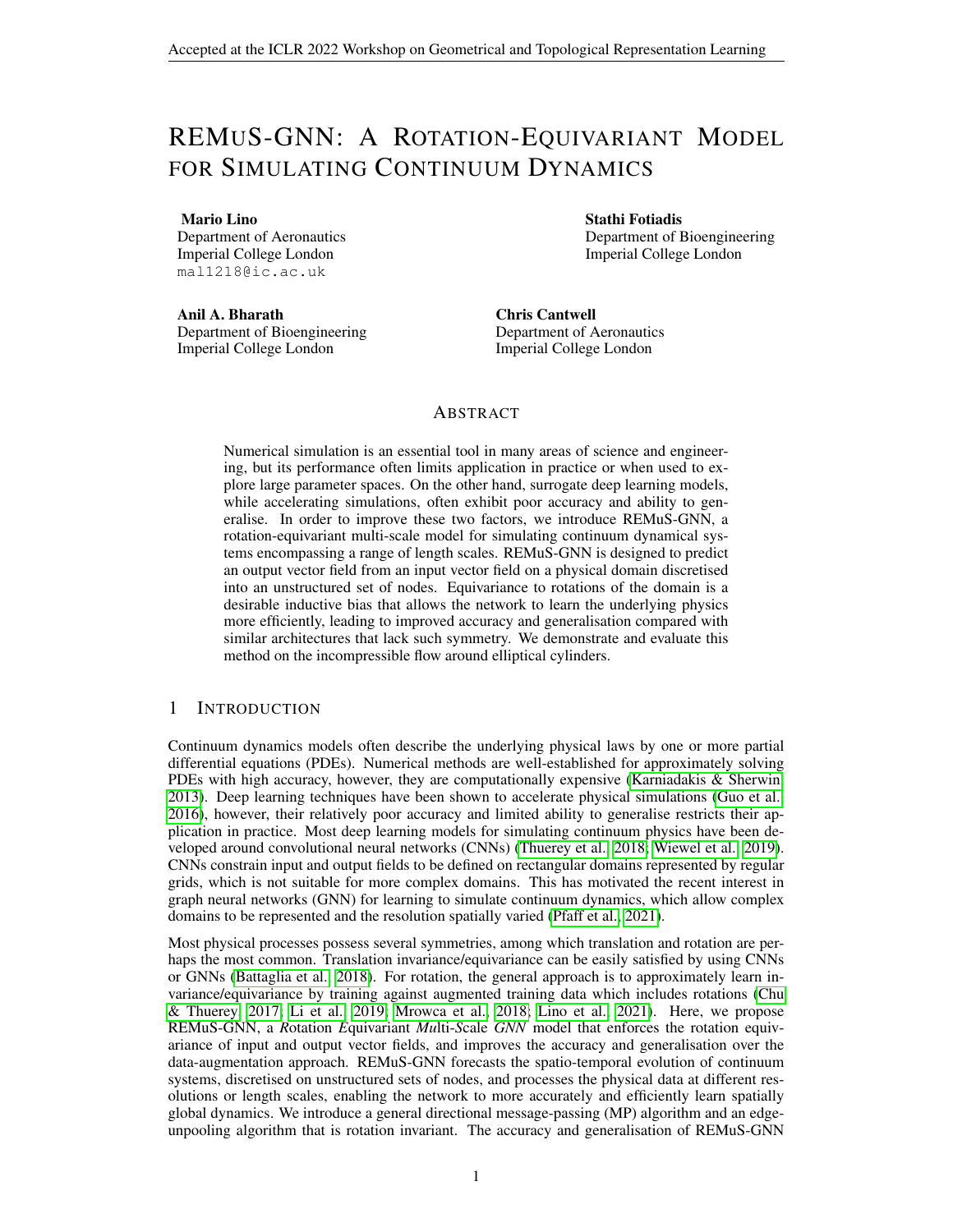# REMUS-GNN: A ROTATION-EQUIVARIANT MODEL FOR SIMULATING CONTINUUM DYNAMICS

**Mario Lino**
Department of Aeronautics
Imperial College London
mal1218@ic.ac.uk

**Stathi Fotiadis**
Department of Bioengineering
Imperial College London

**Anil A. Bharath**
Department of Bioengineering
Imperial College London

**Chris Cantwell**
Department of Aeronautics
Imperial College London

## ABSTRACT

Numerical simulation is an essential tool in many areas of science and engineering, but its performance often limits application in practice or when used to explore large parameter spaces. On the other hand, surrogate deep learning models, while accelerating simulations, often exhibit poor accuracy and ability to generalise. In order to improve these two factors, we introduce REMuS-GNN, a rotation-equivariant multi-scale model for simulating continuum dynamical systems encompassing a range of length scales. REMuS-GNN is designed to predict an output vector field from an input vector field on a physical domain discretised into an unstructured set of nodes. Equivariance to rotations of the domain is a desirable inductive bias that allows the network to learn the underlying physics more efficiently, leading to improved accuracy and generalisation compared with similar architectures that lack such symmetry. We demonstrate and evaluate this method on the incompressible flow around elliptical cylinders.

## 1 INTRODUCTION

Continuum dynamics models often describe the underlying physical laws by one or more partial differential equations (PDEs). Numerical methods are well-established for approximately solving PDEs with high accuracy, however, they are computationally expensive (Karniadakis & Sherwin, 2013). Deep learning techniques have been shown to accelerate physical simulations (Guo et al., 2016), however, their relatively poor accuracy and limited ability to generalise restricts their application in practice. Most deep learning models for simulating continuum physics have been developed around convolutional neural networks (CNNs) (Thuerey et al., 2018; Wiewel et al., 2019). CNNs constrain input and output fields to be defined on rectangular domains represented by regular grids, which is not suitable for more complex domains. This has motivated the recent interest in graph neural networks (GNN) for learning to simulate continuum dynamics, which allow complex domains to be represented and the resolution spatially varied (Pfaff et al., 2021).

Most physical processes possess several symmetries, among which translation and rotation are perhaps the most common. Translation invariance/equivariance can be easily satisfied by using CNNs or GNNs (Battaglia et al., 2018). For rotation, the general approach is to approximately learn invariance/equivariance by training against augmented training data which includes rotations (Chu & Thuerey, 2017; Li et al., 2019; Mrowca et al., 2018; Lino et al., 2021). Here, we propose REMuS-GNN, a *R*otation *E*quivariant *Mu*lti-*S*cale *GNN* model that enforces the rotation equivariance of input and output vector fields, and improves the accuracy and generalisation over the data-augmentation approach. REMuS-GNN forecasts the spatio-temporal evolution of continuum systems, discretised on unstructured sets of nodes, and processes the physical data at different resolutions or length scales, enabling the network to more accurately and efficiently learn spatially global dynamics. We introduce a general directional message-passing (MP) algorithm and an edge-unpooling algorithm that is rotation invariant. The accuracy and generalisation of REMuS-GNN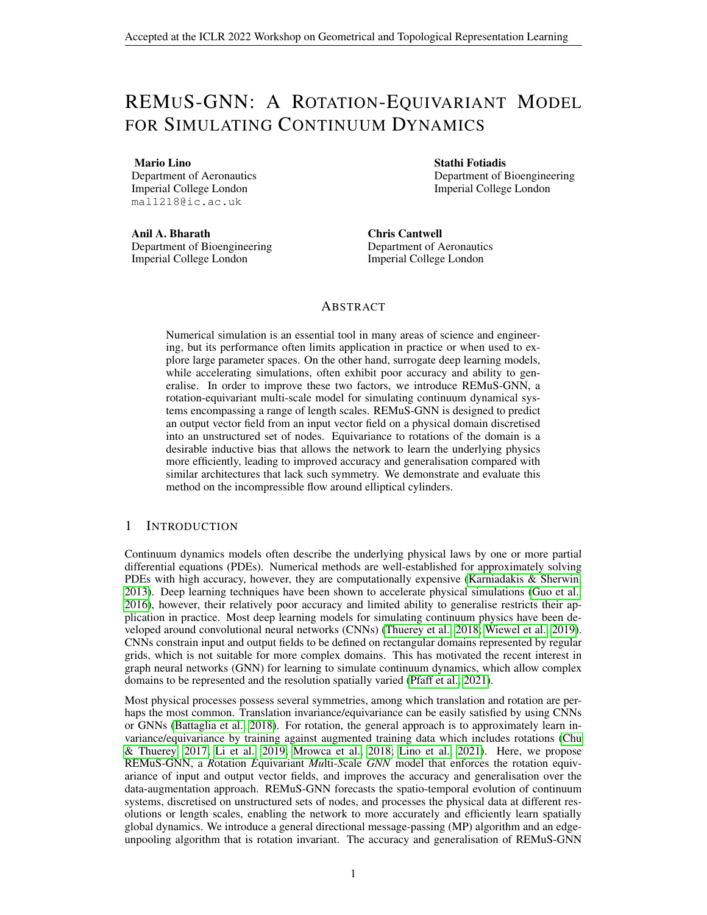# REMUS-GNN: A ROTATION-EQUIVARIANT MODEL FOR SIMULATING CONTINUUM DYNAMICS

**Mario Lino**
Department of Aeronautics
Imperial College London
mal1218@ic.ac.uk

**Stathi Fotiadis**
Department of Bioengineering
Imperial College London

**Anil A. Bharath**
Department of Bioengineering
Imperial College London

**Chris Cantwell**
Department of Aeronautics
Imperial College London

## ABSTRACT

Numerical simulation is an essential tool in many areas of science and engineering, but its performance often limits application in practice or when used to explore large parameter spaces. On the other hand, surrogate deep learning models, while accelerating simulations, often exhibit poor accuracy and ability to generalise. In order to improve these two factors, we introduce REMuS-GNN, a rotation-equivariant multi-scale model for simulating continuum dynamical systems encompassing a range of length scales. REMuS-GNN is designed to predict an output vector field from an input vector field on a physical domain discretised into an unstructured set of nodes. Equivariance to rotations of the domain is a desirable inductive bias that allows the network to learn the underlying physics more efficiently, leading to improved accuracy and generalisation compared with similar architectures that lack such symmetry. We demonstrate and evaluate this method on the incompressible flow around elliptical cylinders.

## 1 INTRODUCTION

Continuum dynamics models often describe the underlying physical laws by one or more partial differential equations (PDEs). Numerical methods are well-established for approximately solving PDEs with high accuracy, however, they are computationally expensive (Karniadakis & Sherwin, 2013). Deep learning techniques have been shown to accelerate physical simulations (Guo et al., 2016), however, their relatively poor accuracy and limited ability to generalise restricts their application in practice. Most deep learning models for simulating continuum physics have been developed around convolutional neural networks (CNNs) (Thuerey et al., 2018; Wiewel et al., 2019). CNNs constrain input and output fields to be defined on rectangular domains represented by regular grids, which is not suitable for more complex domains. This has motivated the recent interest in graph neural networks (GNN) for learning to simulate continuum dynamics, which allow complex domains to be represented and the resolution spatially varied (Pfaff et al., 2021).

Most physical processes possess several symmetries, among which translation and rotation are perhaps the most common. Translation invariance/equivariance can be easily satisfied by using CNNs or GNNs (Battaglia et al., 2018). For rotation, the general approach is to approximately learn invariance/equivariance by training against augmented training data which includes rotations (Chu & Thuerey, 2017; Li et al., 2019; Mrowca et al., 2018; Lino et al., 2021). Here, we propose REMuS-GNN, a *R*otation *E*quivariant *Mu*lti-*S*cale *GNN* model that enforces the rotation equivariance of input and output vector fields, and improves the accuracy and generalisation over the data-augmentation approach. REMuS-GNN forecasts the spatio-temporal evolution of continuum systems, discretised on unstructured sets of nodes, and processes the physical data at different resolutions or length scales, enabling the network to more accurately and efficiently learn spatially global dynamics. We introduce a general directional message-passing (MP) algorithm and an edge-unpooling algorithm that is rotation invariant. The accuracy and generalisation of REMuS-GNN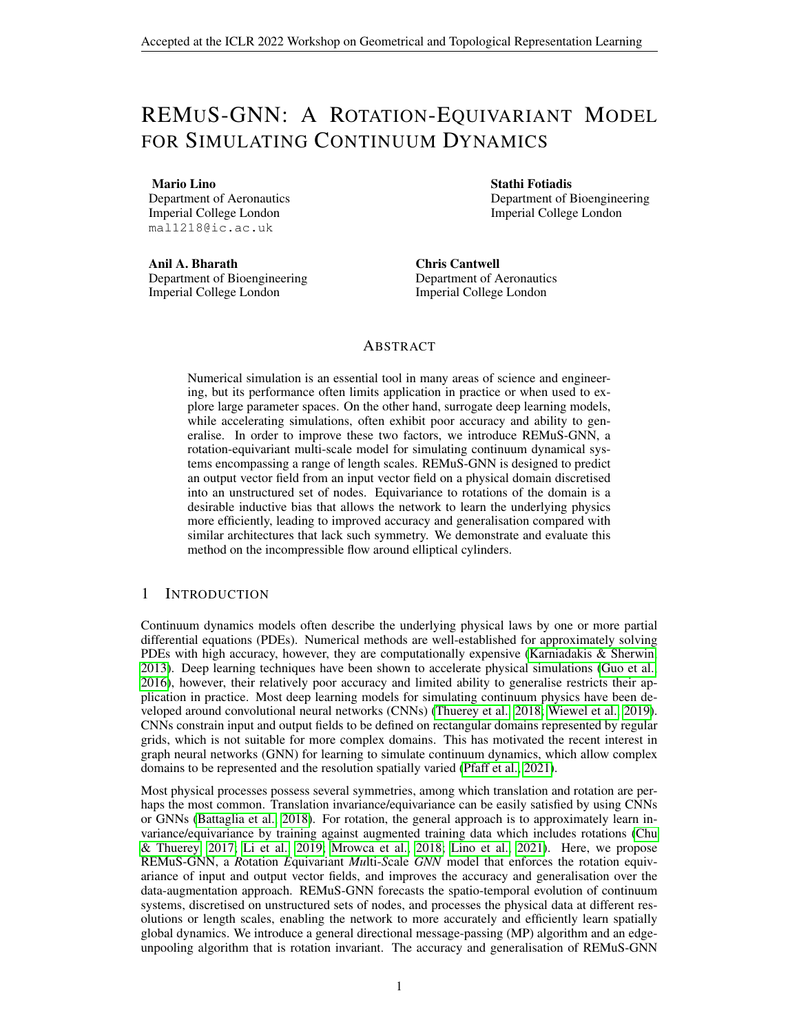# REMUS-GNN: A ROTATION-EQUIVARIANT MODEL FOR SIMULATING CONTINUUM DYNAMICS

**Mario Lino**
Department of Aeronautics
Imperial College London
mal1218@ic.ac.uk

**Stathi Fotiadis**
Department of Bioengineering
Imperial College London

**Anil A. Bharath**
Department of Bioengineering
Imperial College London

**Chris Cantwell**
Department of Aeronautics
Imperial College London

## ABSTRACT

Numerical simulation is an essential tool in many areas of science and engineering, but its performance often limits application in practice or when used to explore large parameter spaces. On the other hand, surrogate deep learning models, while accelerating simulations, often exhibit poor accuracy and ability to generalise. In order to improve these two factors, we introduce REMuS-GNN, a rotation-equivariant multi-scale model for simulating continuum dynamical systems encompassing a range of length scales. REMuS-GNN is designed to predict an output vector field from an input vector field on a physical domain discretised into an unstructured set of nodes. Equivariance to rotations of the domain is a desirable inductive bias that allows the network to learn the underlying physics more efficiently, leading to improved accuracy and generalisation compared with similar architectures that lack such symmetry. We demonstrate and evaluate this method on the incompressible flow around elliptical cylinders.

## 1 INTRODUCTION

Continuum dynamics models often describe the underlying physical laws by one or more partial differential equations (PDEs). Numerical methods are well-established for approximately solving PDEs with high accuracy, however, they are computationally expensive (Karniadakis & Sherwin, 2013). Deep learning techniques have been shown to accelerate physical simulations (Guo et al., 2016), however, their relatively poor accuracy and limited ability to generalise restricts their application in practice. Most deep learning models for simulating continuum physics have been developed around convolutional neural networks (CNNs) (Thuerey et al., 2018; Wiewel et al., 2019). CNNs constrain input and output fields to be defined on rectangular domains represented by regular grids, which is not suitable for more complex domains. This has motivated the recent interest in graph neural networks (GNN) for learning to simulate continuum dynamics, which allow complex domains to be represented and the resolution spatially varied (Pfaff et al., 2021).

Most physical processes possess several symmetries, among which translation and rotation are perhaps the most common. Translation invariance/equivariance can be easily satisfied by using CNNs or GNNs (Battaglia et al., 2018). For rotation, the general approach is to approximately learn invariance/equivariance by training against augmented training data which includes rotations (Chu & Thuerey, 2017; Li et al., 2019; Mrowca et al., 2018; Lino et al., 2021). Here, we propose REMuS-GNN, a *R*otation *E*quivariant *Mu*lti-*S*cale *GNN* model that enforces the rotation equivariance of input and output vector fields, and improves the accuracy and generalisation over the data-augmentation approach. REMuS-GNN forecasts the spatio-temporal evolution of continuum systems, discretised on unstructured sets of nodes, and processes the physical data at different resolutions or length scales, enabling the network to more accurately and efficiently learn spatially global dynamics. We introduce a general directional message-passing (MP) algorithm and an edge-unpooling algorithm that is rotation invariant. The accuracy and generalisation of REMuS-GNN